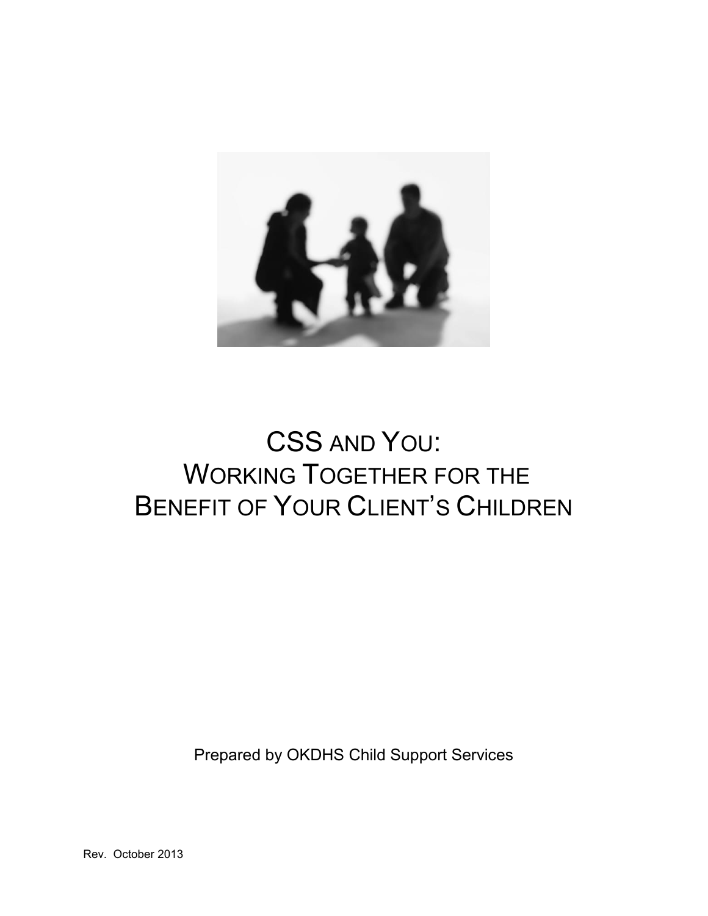# CSS AND YOU:
# WORKING TOGETHER FOR THE BENEFIT OF YOUR CLIENT'S CHILDREN

Prepared by OKDHS Child Support Services

Rev. October 2013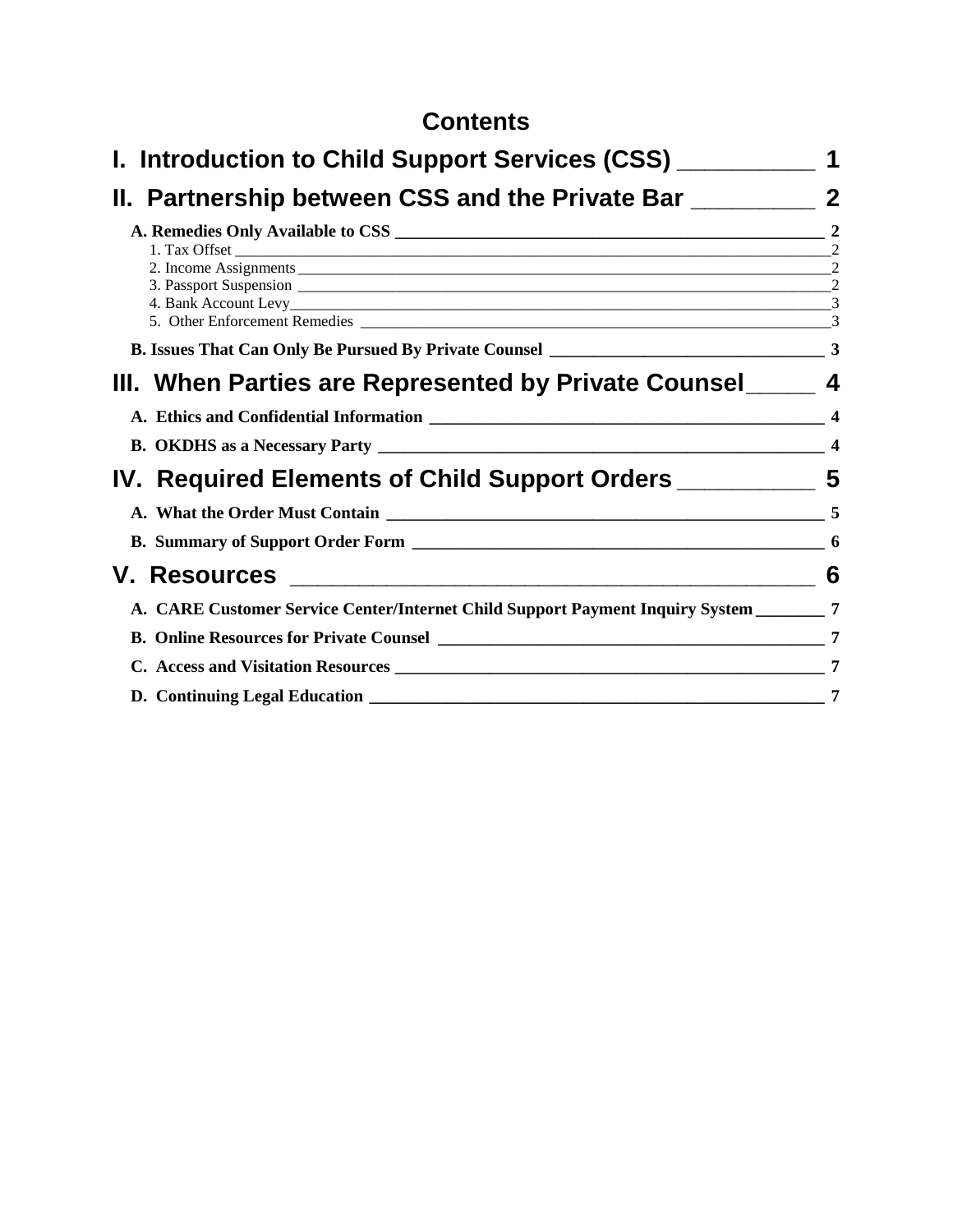# Contents

**I. Introduction to Child Support Services (CSS) __________ 1**

**II. Partnership between CSS and the Private Bar _________ 2**

- **A. Remedies Only Available to CSS ______________________________ 2**
  - 1. Tax Offset ______________________________ 2
  - 2. Income Assignments ______________________________ 2
  - 3. Passport Suspension ______________________________ 2
  - 4. Bank Account Levy ______________________________ 3
  - 5. Other Enforcement Remedies ______________________________ 3
- **B. Issues That Can Only Be Pursued By Private Counsel ______________________________ 3**

**III. When Parties are Represented by Private Counsel _____ 4**

- **A. Ethics and Confidential Information ______________________________ 4**
- **B. OKDHS as a Necessary Party ______________________________ 4**

**IV. Required Elements of Child Support Orders __________ 5**

- **A. What the Order Must Contain ______________________________ 5**
- **B. Summary of Support Order Form ______________________________ 6**

**V. Resources ______________________________ 6**

- **A. CARE Customer Service Center/Internet Child Support Payment Inquiry System ________ 7**
- **B. Online Resources for Private Counsel ______________________________ 7**
- **C. Access and Visitation Resources ______________________________ 7**
- **D. Continuing Legal Education ______________________________ 7**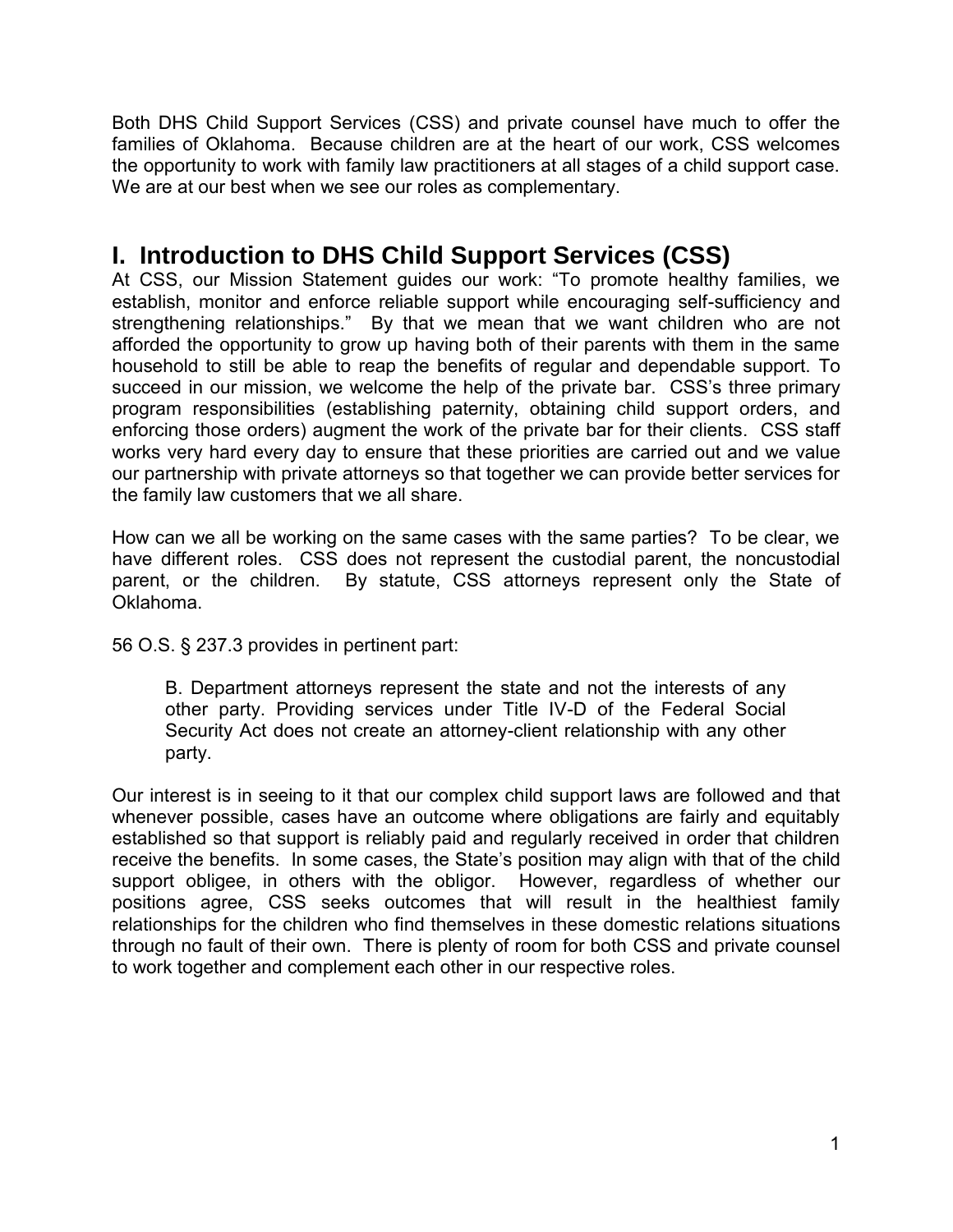Both DHS Child Support Services (CSS) and private counsel have much to offer the families of Oklahoma. Because children are at the heart of our work, CSS welcomes the opportunity to work with family law practitioners at all stages of a child support case. We are at our best when we see our roles as complementary.

# I. Introduction to DHS Child Support Services (CSS)

At CSS, our Mission Statement guides our work: "To promote healthy families, we establish, monitor and enforce reliable support while encouraging self-sufficiency and strengthening relationships." By that we mean that we want children who are not afforded the opportunity to grow up having both of their parents with them in the same household to still be able to reap the benefits of regular and dependable support. To succeed in our mission, we welcome the help of the private bar. CSS's three primary program responsibilities (establishing paternity, obtaining child support orders, and enforcing those orders) augment the work of the private bar for their clients. CSS staff works very hard every day to ensure that these priorities are carried out and we value our partnership with private attorneys so that together we can provide better services for the family law customers that we all share.

How can we all be working on the same cases with the same parties? To be clear, we have different roles. CSS does not represent the custodial parent, the noncustodial parent, or the children. By statute, CSS attorneys represent only the State of Oklahoma.

56 O.S. § 237.3 provides in pertinent part:

> B. Department attorneys represent the state and not the interests of any other party. Providing services under Title IV-D of the Federal Social Security Act does not create an attorney-client relationship with any other party.

Our interest is in seeing to it that our complex child support laws are followed and that whenever possible, cases have an outcome where obligations are fairly and equitably established so that support is reliably paid and regularly received in order that children receive the benefits. In some cases, the State's position may align with that of the child support obligee, in others with the obligor. However, regardless of whether our positions agree, CSS seeks outcomes that will result in the healthiest family relationships for the children who find themselves in these domestic relations situations through no fault of their own. There is plenty of room for both CSS and private counsel to work together and complement each other in our respective roles.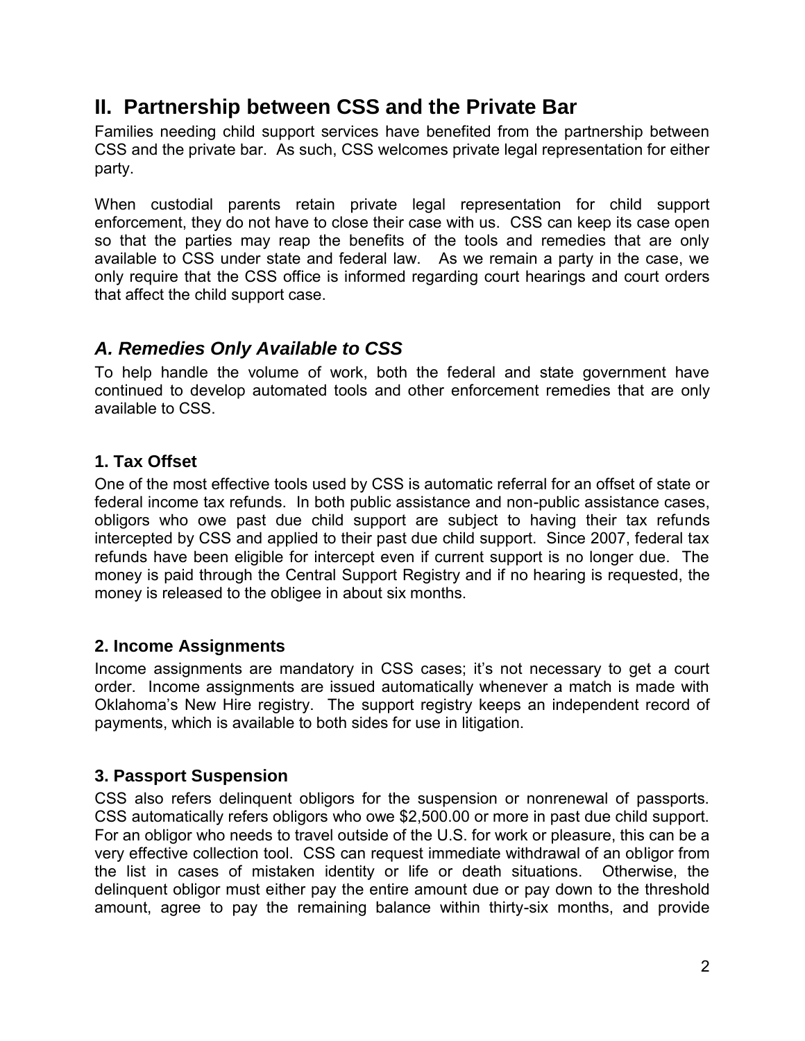## II. Partnership between CSS and the Private Bar

Families needing child support services have benefited from the partnership between CSS and the private bar. As such, CSS welcomes private legal representation for either party.

When custodial parents retain private legal representation for child support enforcement, they do not have to close their case with us. CSS can keep its case open so that the parties may reap the benefits of the tools and remedies that are only available to CSS under state and federal law. As we remain a party in the case, we only require that the CSS office is informed regarding court hearings and court orders that affect the child support case.

### *A. Remedies Only Available to CSS*

To help handle the volume of work, both the federal and state government have continued to develop automated tools and other enforcement remedies that are only available to CSS.

#### 1. Tax Offset

One of the most effective tools used by CSS is automatic referral for an offset of state or federal income tax refunds. In both public assistance and non-public assistance cases, obligors who owe past due child support are subject to having their tax refunds intercepted by CSS and applied to their past due child support. Since 2007, federal tax refunds have been eligible for intercept even if current support is no longer due. The money is paid through the Central Support Registry and if no hearing is requested, the money is released to the obligee in about six months.

#### 2. Income Assignments

Income assignments are mandatory in CSS cases; it's not necessary to get a court order. Income assignments are issued automatically whenever a match is made with Oklahoma's New Hire registry. The support registry keeps an independent record of payments, which is available to both sides for use in litigation.

#### 3. Passport Suspension

CSS also refers delinquent obligors for the suspension or nonrenewal of passports. CSS automatically refers obligors who owe $2,500.00 or more in past due child support. For an obligor who needs to travel outside of the U.S. for work or pleasure, this can be a very effective collection tool. CSS can request immediate withdrawal of an obligor from the list in cases of mistaken identity or life or death situations. Otherwise, the delinquent obligor must either pay the entire amount due or pay down to the threshold amount, agree to pay the remaining balance within thirty-six months, and provide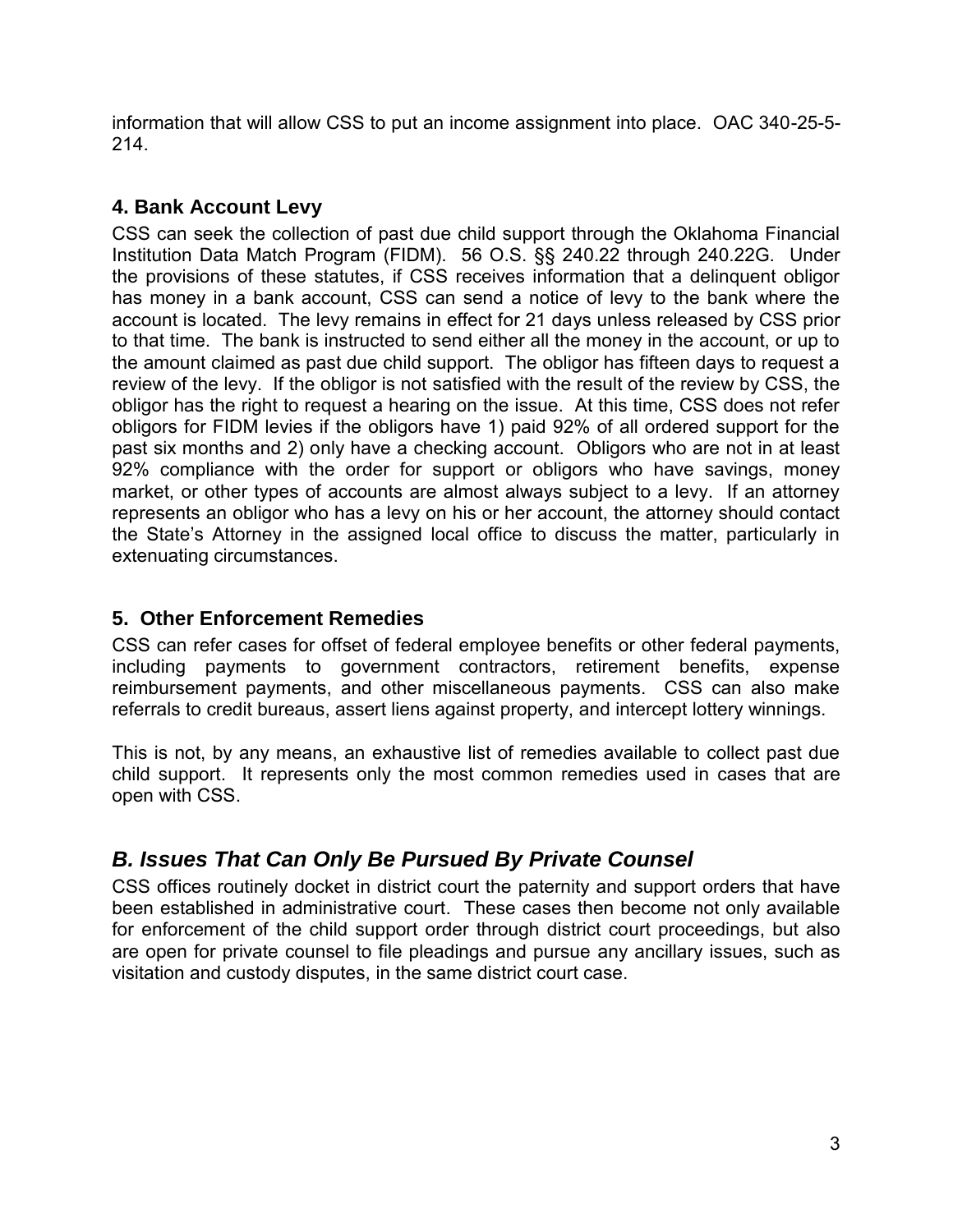information that will allow CSS to put an income assignment into place. OAC 340-25-5-214.

### 4. Bank Account Levy

CSS can seek the collection of past due child support through the Oklahoma Financial Institution Data Match Program (FIDM). 56 O.S. §§ 240.22 through 240.22G. Under the provisions of these statutes, if CSS receives information that a delinquent obligor has money in a bank account, CSS can send a notice of levy to the bank where the account is located. The levy remains in effect for 21 days unless released by CSS prior to that time. The bank is instructed to send either all the money in the account, or up to the amount claimed as past due child support. The obligor has fifteen days to request a review of the levy. If the obligor is not satisfied with the result of the review by CSS, the obligor has the right to request a hearing on the issue. At this time, CSS does not refer obligors for FIDM levies if the obligors have 1) paid 92% of all ordered support for the past six months and 2) only have a checking account. Obligors who are not in at least 92% compliance with the order for support or obligors who have savings, money market, or other types of accounts are almost always subject to a levy. If an attorney represents an obligor who has a levy on his or her account, the attorney should contact the State's Attorney in the assigned local office to discuss the matter, particularly in extenuating circumstances.

### 5. Other Enforcement Remedies

CSS can refer cases for offset of federal employee benefits or other federal payments, including payments to government contractors, retirement benefits, expense reimbursement payments, and other miscellaneous payments. CSS can also make referrals to credit bureaus, assert liens against property, and intercept lottery winnings.

This is not, by any means, an exhaustive list of remedies available to collect past due child support. It represents only the most common remedies used in cases that are open with CSS.

## *B. Issues That Can Only Be Pursued By Private Counsel*

CSS offices routinely docket in district court the paternity and support orders that have been established in administrative court. These cases then become not only available for enforcement of the child support order through district court proceedings, but also are open for private counsel to file pleadings and pursue any ancillary issues, such as visitation and custody disputes, in the same district court case.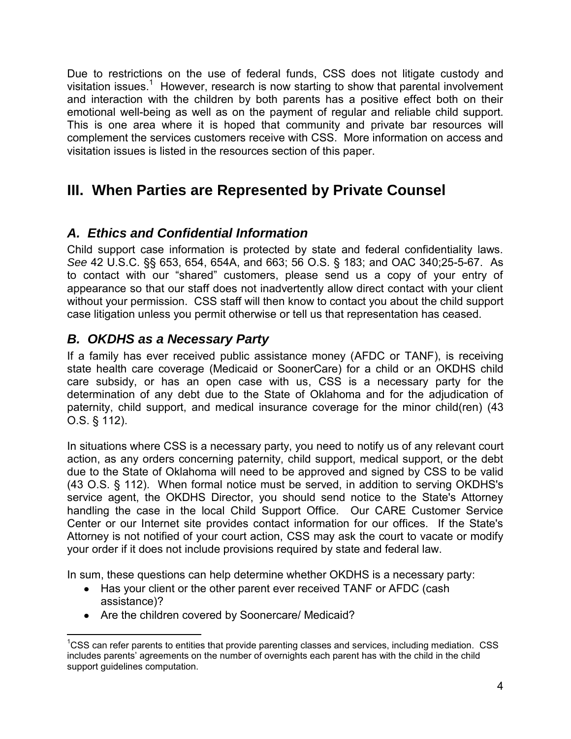Due to restrictions on the use of federal funds, CSS does not litigate custody and visitation issues.[1] However, research is now starting to show that parental involvement and interaction with the children by both parents has a positive effect both on their emotional well-being as well as on the payment of regular and reliable child support. This is one area where it is hoped that community and private bar resources will complement the services customers receive with CSS. More information on access and visitation issues is listed in the resources section of this paper.

## III. When Parties are Represented by Private Counsel

### *A. Ethics and Confidential Information*

Child support case information is protected by state and federal confidentiality laws. *See* 42 U.S.C. §§ 653, 654, 654A, and 663; 56 O.S. § 183; and OAC 340;25-5-67. As to contact with our "shared" customers, please send us a copy of your entry of appearance so that our staff does not inadvertently allow direct contact with your client without your permission. CSS staff will then know to contact you about the child support case litigation unless you permit otherwise or tell us that representation has ceased.

### *B. OKDHS as a Necessary Party*

If a family has ever received public assistance money (AFDC or TANF), is receiving state health care coverage (Medicaid or SoonerCare) for a child or an OKDHS child care subsidy, or has an open case with us, CSS is a necessary party for the determination of any debt due to the State of Oklahoma and for the adjudication of paternity, child support, and medical insurance coverage for the minor child(ren) (43 O.S. § 112).

In situations where CSS is a necessary party, you need to notify us of any relevant court action, as any orders concerning paternity, child support, medical support, or the debt due to the State of Oklahoma will need to be approved and signed by CSS to be valid (43 O.S. § 112). When formal notice must be served, in addition to serving OKDHS's service agent, the OKDHS Director, you should send notice to the State's Attorney handling the case in the local Child Support Office. Our CARE Customer Service Center or our Internet site provides contact information for our offices. If the State's Attorney is not notified of your court action, CSS may ask the court to vacate or modify your order if it does not include provisions required by state and federal law.

In sum, these questions can help determine whether OKDHS is a necessary party:

- Has your client or the other parent ever received TANF or AFDC (cash assistance)?
- Are the children covered by Soonercare/ Medicaid?

---

[1]CSS can refer parents to entities that provide parenting classes and services, including mediation. CSS includes parents' agreements on the number of overnights each parent has with the child in the child support guidelines computation.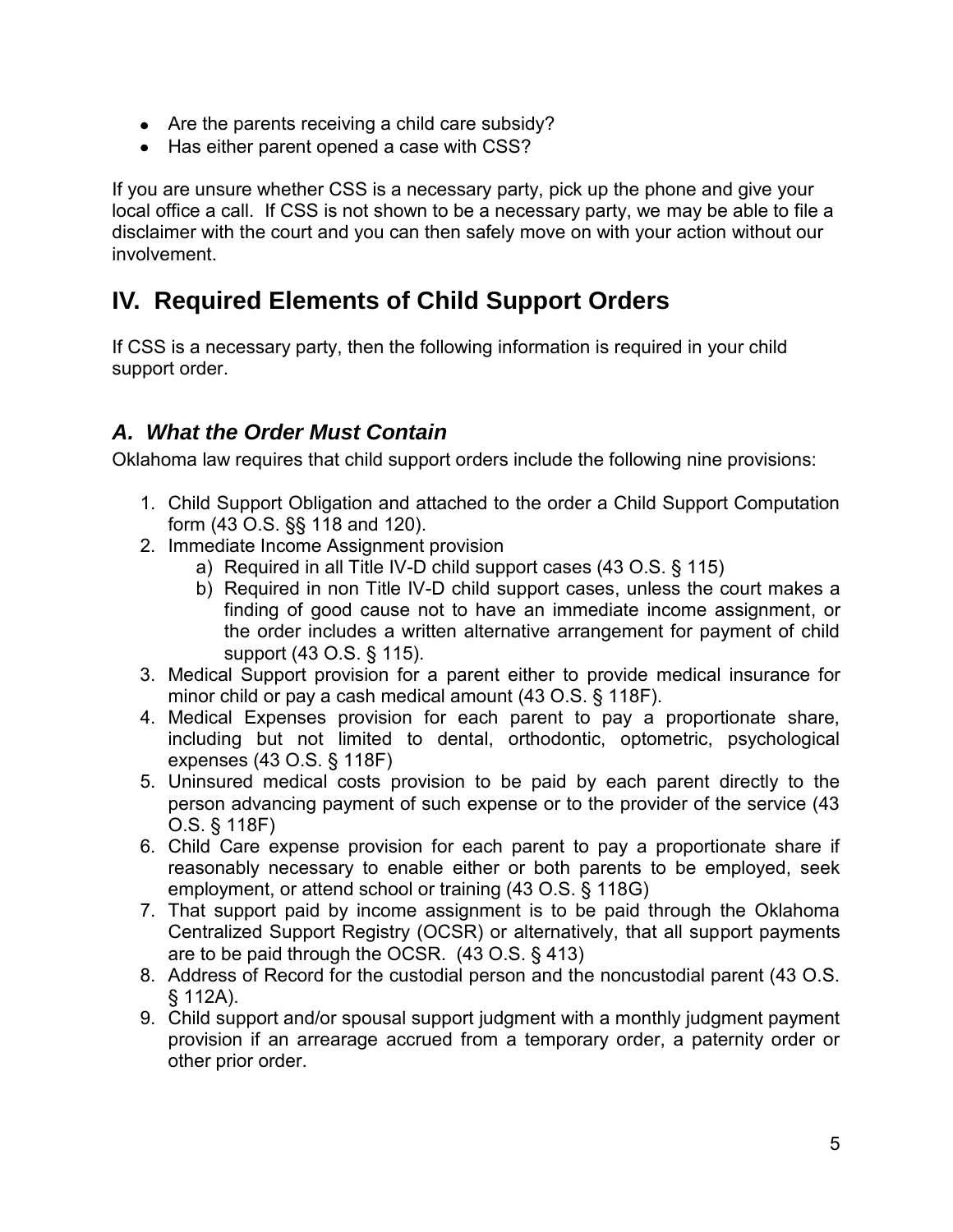- Are the parents receiving a child care subsidy?
- Has either parent opened a case with CSS?

If you are unsure whether CSS is a necessary party, pick up the phone and give your local office a call. If CSS is not shown to be a necessary party, we may be able to file a disclaimer with the court and you can then safely move on with your action without our involvement.

# IV. Required Elements of Child Support Orders

If CSS is a necessary party, then the following information is required in your child support order.

## *A. What the Order Must Contain*

Oklahoma law requires that child support orders include the following nine provisions:

1. Child Support Obligation and attached to the order a Child Support Computation form (43 O.S. §§ 118 and 120).
2. Immediate Income Assignment provision
   a) Required in all Title IV-D child support cases (43 O.S. § 115)
   b) Required in non Title IV-D child support cases, unless the court makes a finding of good cause not to have an immediate income assignment, or the order includes a written alternative arrangement for payment of child support (43 O.S. § 115).
3. Medical Support provision for a parent either to provide medical insurance for minor child or pay a cash medical amount (43 O.S. § 118F).
4. Medical Expenses provision for each parent to pay a proportionate share, including but not limited to dental, orthodontic, optometric, psychological expenses (43 O.S. § 118F)
5. Uninsured medical costs provision to be paid by each parent directly to the person advancing payment of such expense or to the provider of the service (43 O.S. § 118F)
6. Child Care expense provision for each parent to pay a proportionate share if reasonably necessary to enable either or both parents to be employed, seek employment, or attend school or training (43 O.S. § 118G)
7. That support paid by income assignment is to be paid through the Oklahoma Centralized Support Registry (OCSR) or alternatively, that all support payments are to be paid through the OCSR. (43 O.S. § 413)
8. Address of Record for the custodial person and the noncustodial parent (43 O.S. § 112A).
9. Child support and/or spousal support judgment with a monthly judgment payment provision if an arrearage accrued from a temporary order, a paternity order or other prior order.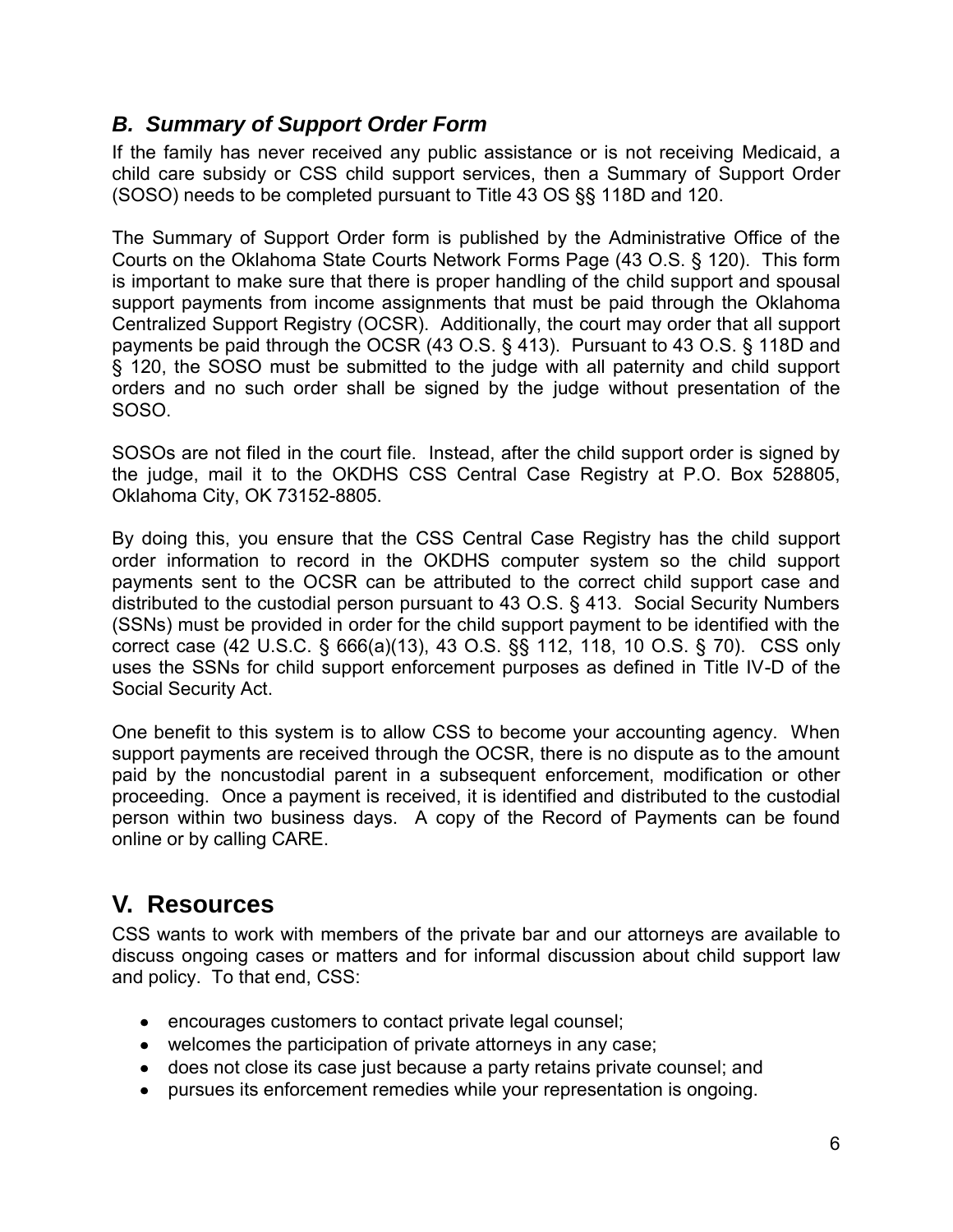### *B. Summary of Support Order Form*

If the family has never received any public assistance or is not receiving Medicaid, a child care subsidy or CSS child support services, then a Summary of Support Order (SOSO) needs to be completed pursuant to Title 43 OS §§ 118D and 120.

The Summary of Support Order form is published by the Administrative Office of the Courts on the Oklahoma State Courts Network Forms Page (43 O.S. § 120). This form is important to make sure that there is proper handling of the child support and spousal support payments from income assignments that must be paid through the Oklahoma Centralized Support Registry (OCSR). Additionally, the court may order that all support payments be paid through the OCSR (43 O.S. § 413). Pursuant to 43 O.S. § 118D and § 120, the SOSO must be submitted to the judge with all paternity and child support orders and no such order shall be signed by the judge without presentation of the SOSO.

SOSOs are not filed in the court file. Instead, after the child support order is signed by the judge, mail it to the OKDHS CSS Central Case Registry at P.O. Box 528805, Oklahoma City, OK 73152-8805.

By doing this, you ensure that the CSS Central Case Registry has the child support order information to record in the OKDHS computer system so the child support payments sent to the OCSR can be attributed to the correct child support case and distributed to the custodial person pursuant to 43 O.S. § 413. Social Security Numbers (SSNs) must be provided in order for the child support payment to be identified with the correct case (42 U.S.C. § 666(a)(13), 43 O.S. §§ 112, 118, 10 O.S. § 70). CSS only uses the SSNs for child support enforcement purposes as defined in Title IV-D of the Social Security Act.

One benefit to this system is to allow CSS to become your accounting agency. When support payments are received through the OCSR, there is no dispute as to the amount paid by the noncustodial parent in a subsequent enforcement, modification or other proceeding. Once a payment is received, it is identified and distributed to the custodial person within two business days. A copy of the Record of Payments can be found online or by calling CARE.

## V. Resources

CSS wants to work with members of the private bar and our attorneys are available to discuss ongoing cases or matters and for informal discussion about child support law and policy. To that end, CSS:

- encourages customers to contact private legal counsel;
- welcomes the participation of private attorneys in any case;
- does not close its case just because a party retains private counsel; and
- pursues its enforcement remedies while your representation is ongoing.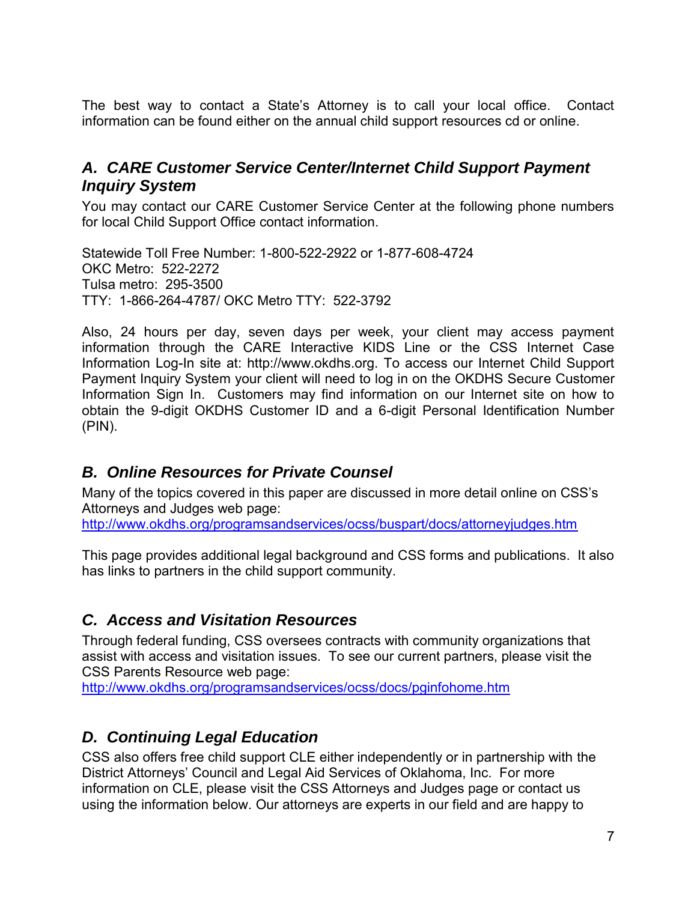The best way to contact a State's Attorney is to call your local office. Contact information can be found either on the annual child support resources cd or online.

### *A. CARE Customer Service Center/Internet Child Support Payment Inquiry System*

You may contact our CARE Customer Service Center at the following phone numbers for local Child Support Office contact information.

Statewide Toll Free Number: 1-800-522-2922 or 1-877-608-4724
OKC Metro: 522-2272
Tulsa metro: 295-3500
TTY: 1-866-264-4787/ OKC Metro TTY: 522-3792

Also, 24 hours per day, seven days per week, your client may access payment information through the CARE Interactive KIDS Line or the CSS Internet Case Information Log-In site at: http://www.okdhs.org. To access our Internet Child Support Payment Inquiry System your client will need to log in on the OKDHS Secure Customer Information Sign In. Customers may find information on our Internet site on how to obtain the 9-digit OKDHS Customer ID and a 6-digit Personal Identification Number (PIN).

### *B. Online Resources for Private Counsel*

Many of the topics covered in this paper are discussed in more detail online on CSS's Attorneys and Judges web page:
http://www.okdhs.org/programsandservices/ocss/buspart/docs/attorneyjudges.htm

This page provides additional legal background and CSS forms and publications. It also has links to partners in the child support community.

### *C. Access and Visitation Resources*

Through federal funding, CSS oversees contracts with community organizations that assist with access and visitation issues. To see our current partners, please visit the CSS Parents Resource web page:
http://www.okdhs.org/programsandservices/ocss/docs/pginfohome.htm

### *D. Continuing Legal Education*

CSS also offers free child support CLE either independently or in partnership with the District Attorneys' Council and Legal Aid Services of Oklahoma, Inc. For more information on CLE, please visit the CSS Attorneys and Judges page or contact us using the information below. Our attorneys are experts in our field and are happy to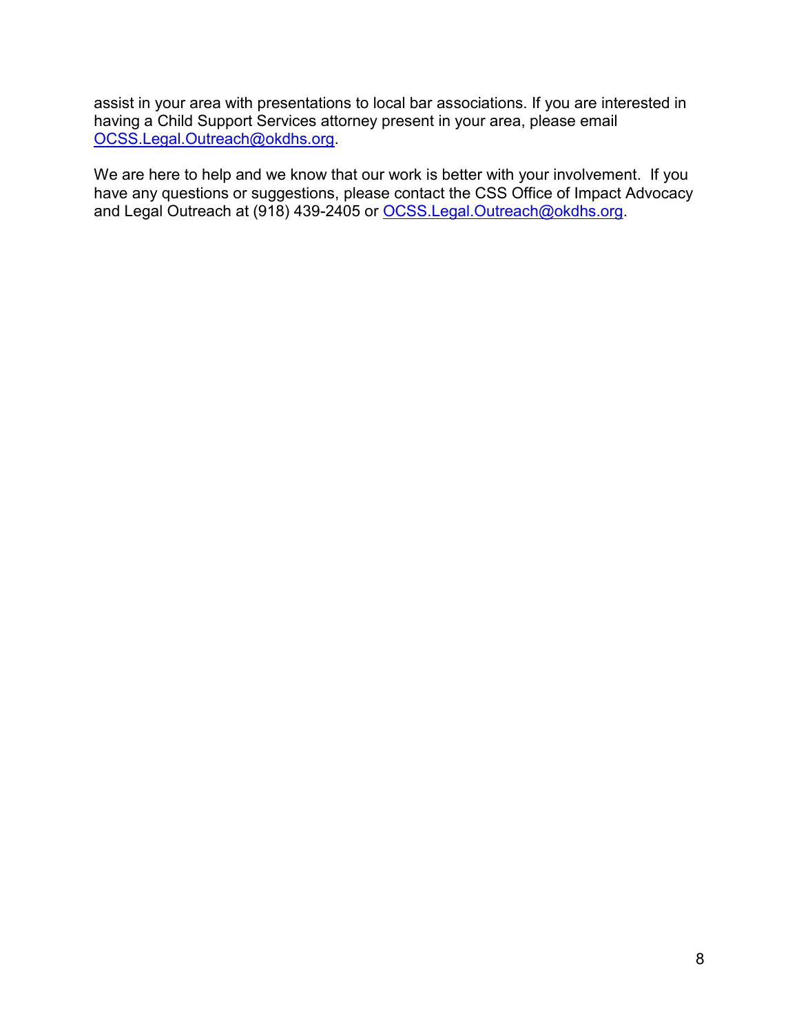assist in your area with presentations to local bar associations. If you are interested in having a Child Support Services attorney present in your area, please email OCSS.Legal.Outreach@okdhs.org.

We are here to help and we know that our work is better with your involvement. If you have any questions or suggestions, please contact the CSS Office of Impact Advocacy and Legal Outreach at (918) 439-2405 or OCSS.Legal.Outreach@okdhs.org.